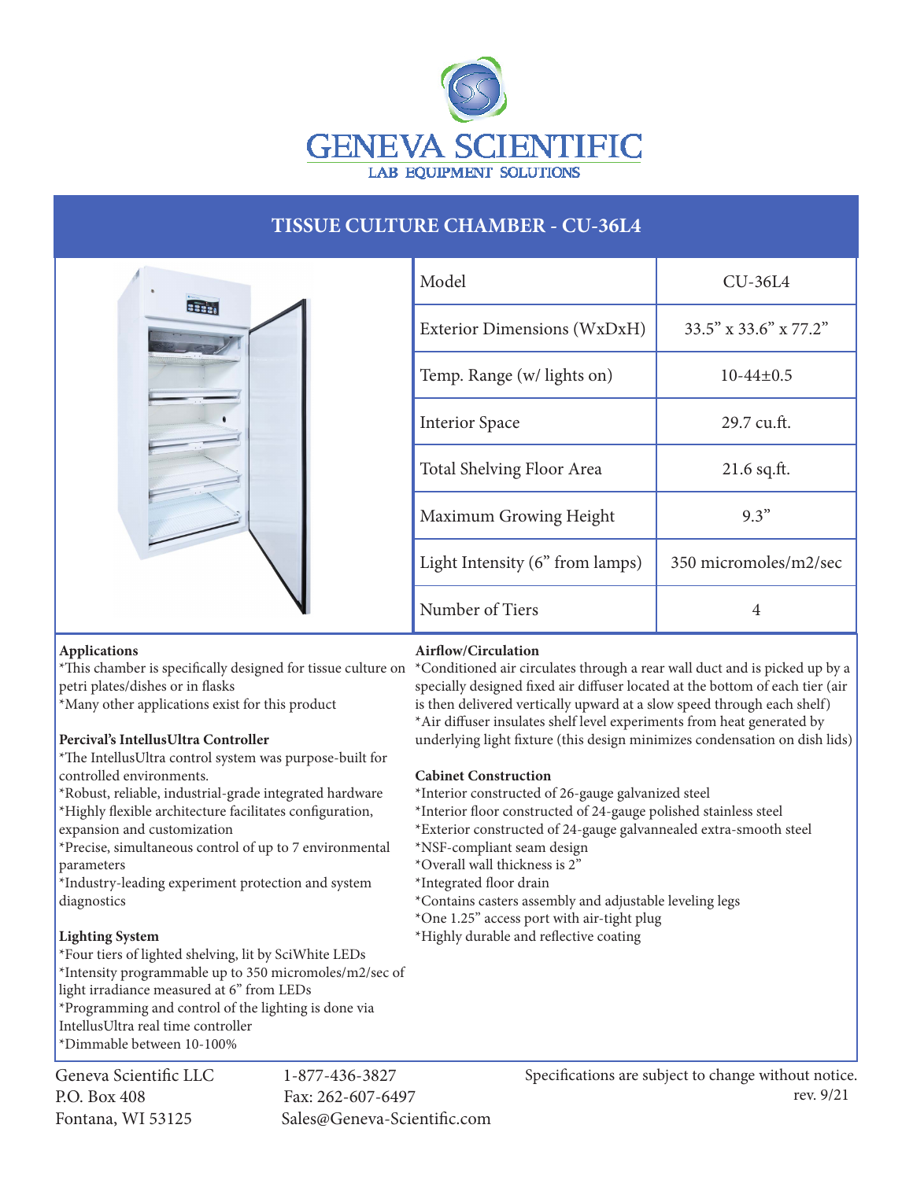# GENEVA SCIENTIFIC

LAB EQUIPMENT SOLUTIONS

## TISSUE CULTURE CHAMBER - CU-36L4

| Model | CU-36L4 |
|---|---|
| Exterior Dimensions (WxDxH) | 33.5" x 33.6" x 77.2" |
| Temp. Range (w/ lights on) | 10-44±0.5 |
| Interior Space | 29.7 cu.ft. |
| Total Shelving Floor Area | 21.6 sq.ft. |
| Maximum Growing Height | 9.3" |
| Light Intensity (6" from lamps) | 350 micromoles/m2/sec |
| Number of Tiers | 4 |

**Applications**

*This chamber is specifically designed for tissue culture on petri plates/dishes or in flasks
*Many other applications exist for this product

**Percival's IntellusUltra Controller**

*The IntellusUltra control system was purpose-built for controlled environments.
*Robust, reliable, industrial-grade integrated hardware
*Highly flexible architecture facilitates configuration, expansion and customization
*Precise, simultaneous control of up to 7 environmental parameters
*Industry-leading experiment protection and system diagnostics

**Lighting System**

*Four tiers of lighted shelving, lit by SciWhite LEDs
*Intensity programmable up to 350 micromoles/m2/sec of light irradiance measured at 6" from LEDs
*Programming and control of the lighting is done via IntellusUltra real time controller
*Dimmable between 10-100%

**Airflow/Circulation**

*Conditioned air circulates through a rear wall duct and is picked up by a specially designed fixed air diffuser located at the bottom of each tier (air is then delivered vertically upward at a slow speed through each shelf)
*Air diffuser insulates shelf level experiments from heat generated by underlying light fixture (this design minimizes condensation on dish lids)

**Cabinet Construction**

*Interior constructed of 26-gauge galvanized steel
*Interior floor constructed of 24-gauge polished stainless steel
*Exterior constructed of 24-gauge galvannealed extra-smooth steel
*NSF-compliant seam design
*Overall wall thickness is 2"
*Integrated floor drain
*Contains casters assembly and adjustable leveling legs
*One 1.25" access port with air-tight plug
*Highly durable and reflective coating

Geneva Scientific LLC
P.O. Box 408
Fontana, WI 53125

1-877-436-3827
Fax: 262-607-6497
Sales@Geneva-Scientific.com

Specifications are subject to change without notice.
rev. 9/21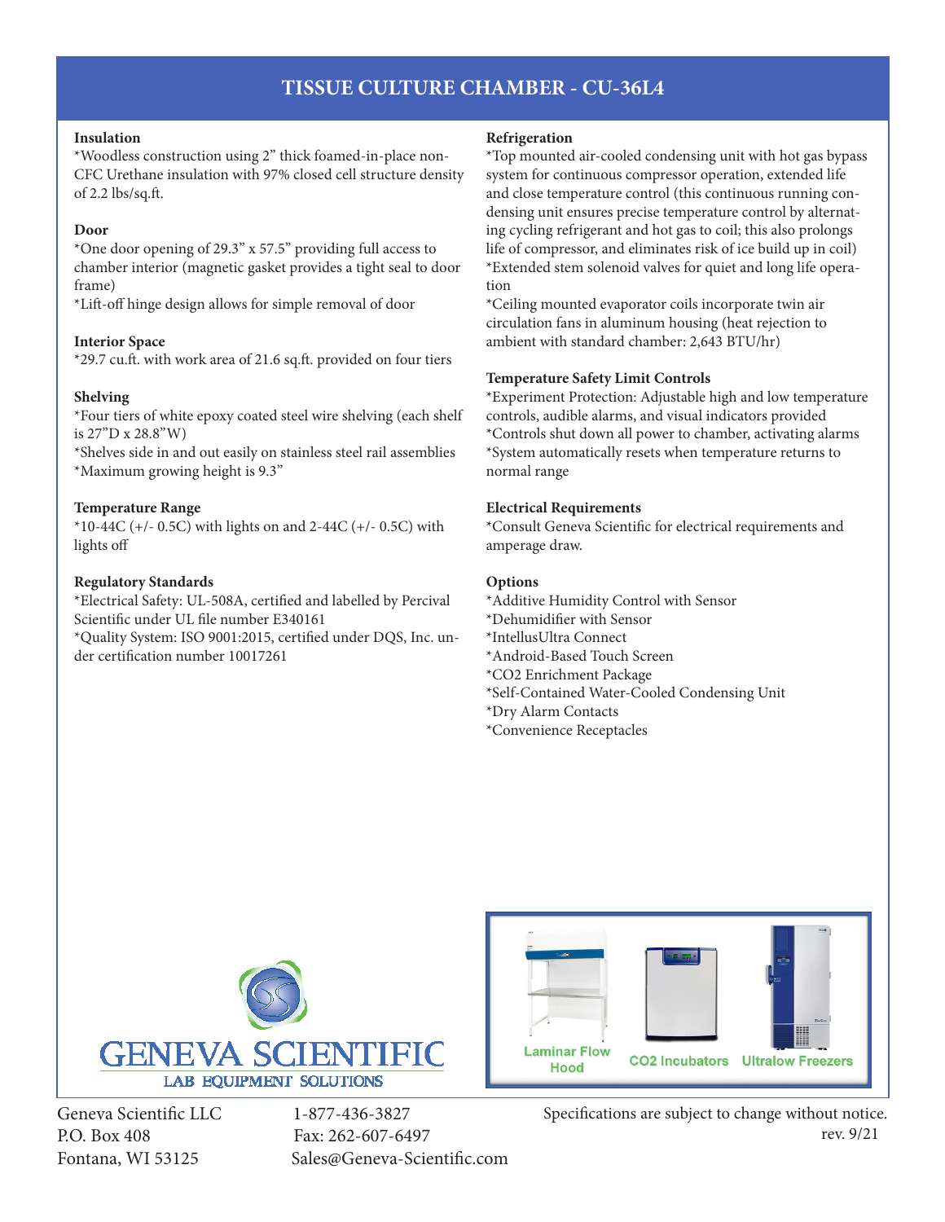# TISSUE CULTURE CHAMBER - CU-36L4

**Insulation**

*Woodless construction using 2" thick foamed-in-place non-CFC Urethane insulation with 97% closed cell structure density of 2.2 lbs/sq.ft.

**Door**

*One door opening of 29.3" x 57.5" providing full access to chamber interior (magnetic gasket provides a tight seal to door frame)
*Lift-off hinge design allows for simple removal of door

**Interior Space**

*29.7 cu.ft. with work area of 21.6 sq.ft. provided on four tiers

**Shelving**

*Four tiers of white epoxy coated steel wire shelving (each shelf is 27"D x 28.8"W)
*Shelves side in and out easily on stainless steel rail assemblies
*Maximum growing height is 9.3"

**Temperature Range**

*10-44C (+/- 0.5C) with lights on and 2-44C (+/- 0.5C) with lights off

**Regulatory Standards**

*Electrical Safety: UL-508A, certified and labelled by Percival Scientific under UL file number E340161
*Quality System: ISO 9001:2015, certified under DQS, Inc. under certification number 10017261

**Refrigeration**

*Top mounted air-cooled condensing unit with hot gas bypass system for continuous compressor operation, extended life and close temperature control (this continuous running condensing unit ensures precise temperature control by alternating cycling refrigerant and hot gas to coil; this also prolongs life of compressor, and eliminates risk of ice build up in coil)
*Extended stem solenoid valves for quiet and long life operation
*Ceiling mounted evaporator coils incorporate twin air circulation fans in aluminum housing (heat rejection to ambient with standard chamber: 2,643 BTU/hr)

**Temperature Safety Limit Controls**

*Experiment Protection: Adjustable high and low temperature controls, audible alarms, and visual indicators provided
*Controls shut down all power to chamber, activating alarms
*System automatically resets when temperature returns to normal range

**Electrical Requirements**

*Consult Geneva Scientific for electrical requirements and amperage draw.

**Options**

*Additive Humidity Control with Sensor
*Dehumidifier with Sensor
*IntellusUltra Connect
*Android-Based Touch Screen
*CO2 Enrichment Package
*Self-Contained Water-Cooled Condensing Unit
*Dry Alarm Contacts
*Convenience Receptacles

GENEVA SCIENTIFIC
LAB EQUIPMENT SOLUTIONS

Laminar Flow Hood
CO2 Incubators
Ultralow Freezers

Geneva Scientific LLC
P.O. Box 408
Fontana, WI 53125

1-877-436-3827
Fax: 262-607-6497
Sales@Geneva-Scientific.com

Specifications are subject to change without notice.
rev. 9/21